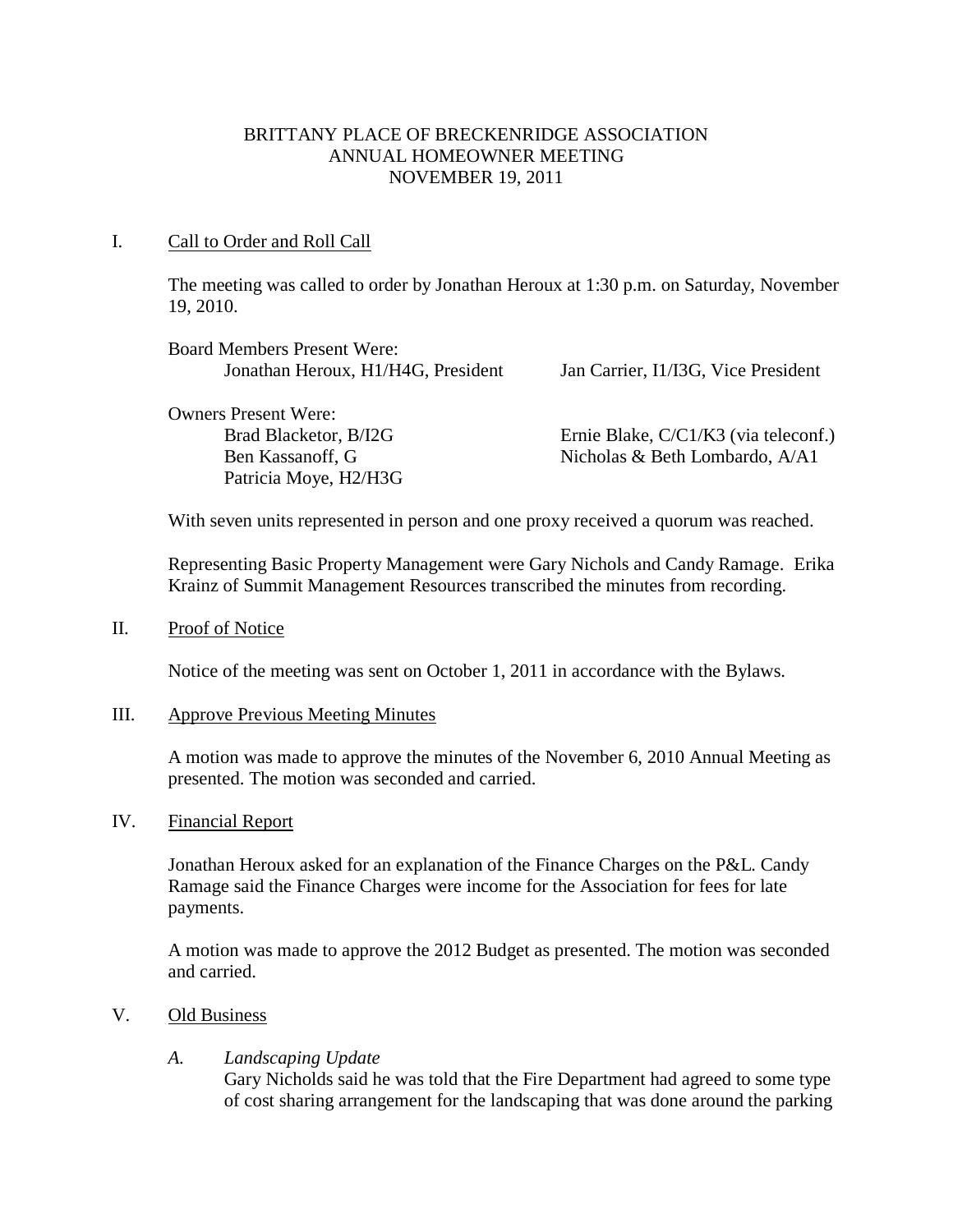# BRITTANY PLACE OF BRECKENRIDGE ASSOCIATION
## ANNUAL HOMEOWNER MEETING
## NOVEMBER 19, 2011

I. Call to Order and Roll Call

The meeting was called to order by Jonathan Heroux at 1:30 p.m. on Saturday, November 19, 2010.

Board Members Present Were:

- Jonathan Heroux, H1/H4G, President
- Jan Carrier, I1/I3G, Vice President

Owners Present Were:

- Brad Blacketor, B/I2G
- Ernie Blake, C/C1/K3 (via teleconf.)
- Ben Kassanoff, G
- Nicholas & Beth Lombardo, A/A1
- Patricia Moye, H2/H3G

With seven units represented in person and one proxy received a quorum was reached.

Representing Basic Property Management were Gary Nichols and Candy Ramage. Erika Krainz of Summit Management Resources transcribed the minutes from recording.

II. Proof of Notice

Notice of the meeting was sent on October 1, 2011 in accordance with the Bylaws.

III. Approve Previous Meeting Minutes

A motion was made to approve the minutes of the November 6, 2010 Annual Meeting as presented. The motion was seconded and carried.

IV. Financial Report

Jonathan Heroux asked for an explanation of the Finance Charges on the P&L. Candy Ramage said the Finance Charges were income for the Association for fees for late payments.

A motion was made to approve the 2012 Budget as presented. The motion was seconded and carried.

V. Old Business

*A. Landscaping Update*

Gary Nicholds said he was told that the Fire Department had agreed to some type of cost sharing arrangement for the landscaping that was done around the parking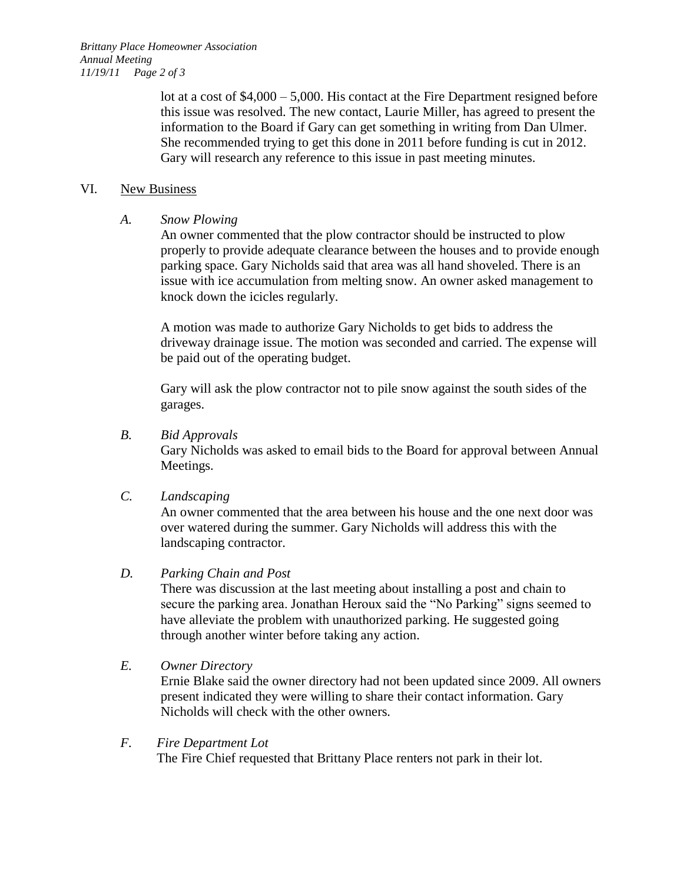lot at a cost of $4,000 – 5,000. His contact at the Fire Department resigned before this issue was resolved. The new contact, Laurie Miller, has agreed to present the information to the Board if Gary can get something in writing from Dan Ulmer. She recommended trying to get this done in 2011 before funding is cut in 2012. Gary will research any reference to this issue in past meeting minutes.

VI. <u>New Business</u>

*A. Snow Plowing*

An owner commented that the plow contractor should be instructed to plow properly to provide adequate clearance between the houses and to provide enough parking space. Gary Nicholds said that area was all hand shoveled. There is an issue with ice accumulation from melting snow. An owner asked management to knock down the icicles regularly.

A motion was made to authorize Gary Nicholds to get bids to address the driveway drainage issue. The motion was seconded and carried. The expense will be paid out of the operating budget.

Gary will ask the plow contractor not to pile snow against the south sides of the garages.

*B. Bid Approvals*

Gary Nicholds was asked to email bids to the Board for approval between Annual Meetings.

*C. Landscaping*

An owner commented that the area between his house and the one next door was over watered during the summer. Gary Nicholds will address this with the landscaping contractor.

*D. Parking Chain and Post*

There was discussion at the last meeting about installing a post and chain to secure the parking area. Jonathan Heroux said the "No Parking" signs seemed to have alleviate the problem with unauthorized parking. He suggested going through another winter before taking any action.

*E. Owner Directory*

Ernie Blake said the owner directory had not been updated since 2009. All owners present indicated they were willing to share their contact information. Gary Nicholds will check with the other owners.

*F. Fire Department Lot*

The Fire Chief requested that Brittany Place renters not park in their lot.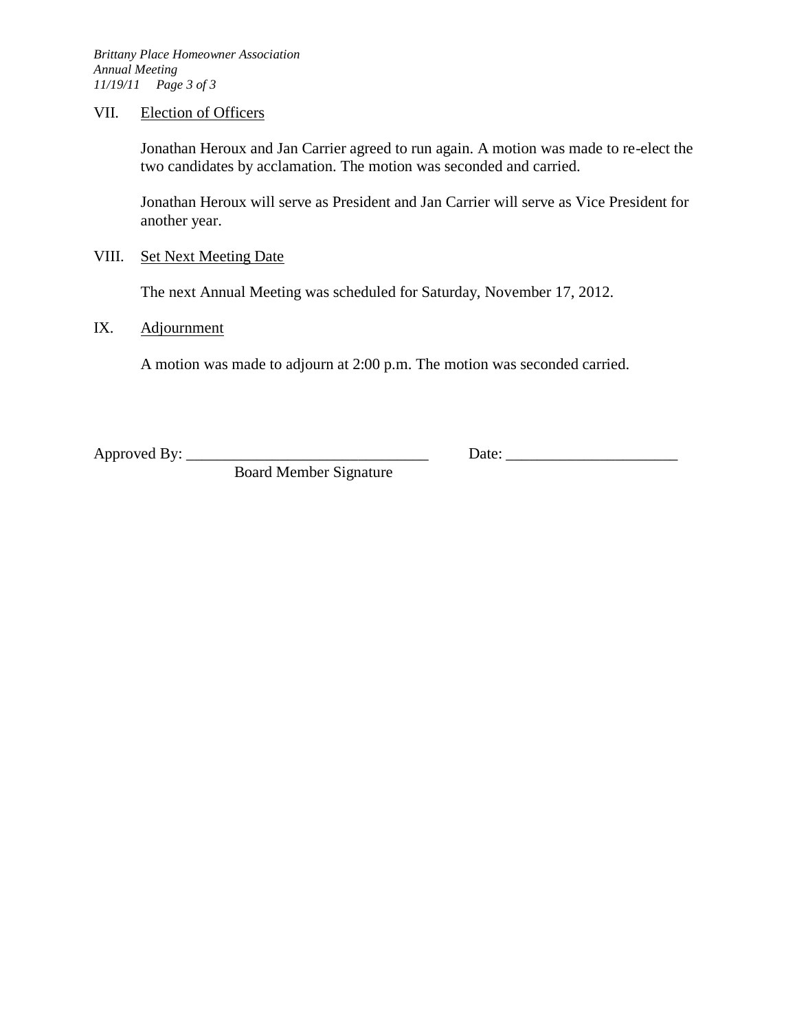## VII. Election of Officers

Jonathan Heroux and Jan Carrier agreed to run again. A motion was made to re-elect the two candidates by acclamation. The motion was seconded and carried.

Jonathan Heroux will serve as President and Jan Carrier will serve as Vice President for another year.

## VIII. Set Next Meeting Date

The next Annual Meeting was scheduled for Saturday, November 17, 2012.

## IX. Adjournment

A motion was made to adjourn at 2:00 p.m. The motion was seconded carried.

Approved By: _______________________________ Date: _____________________

Board Member Signature